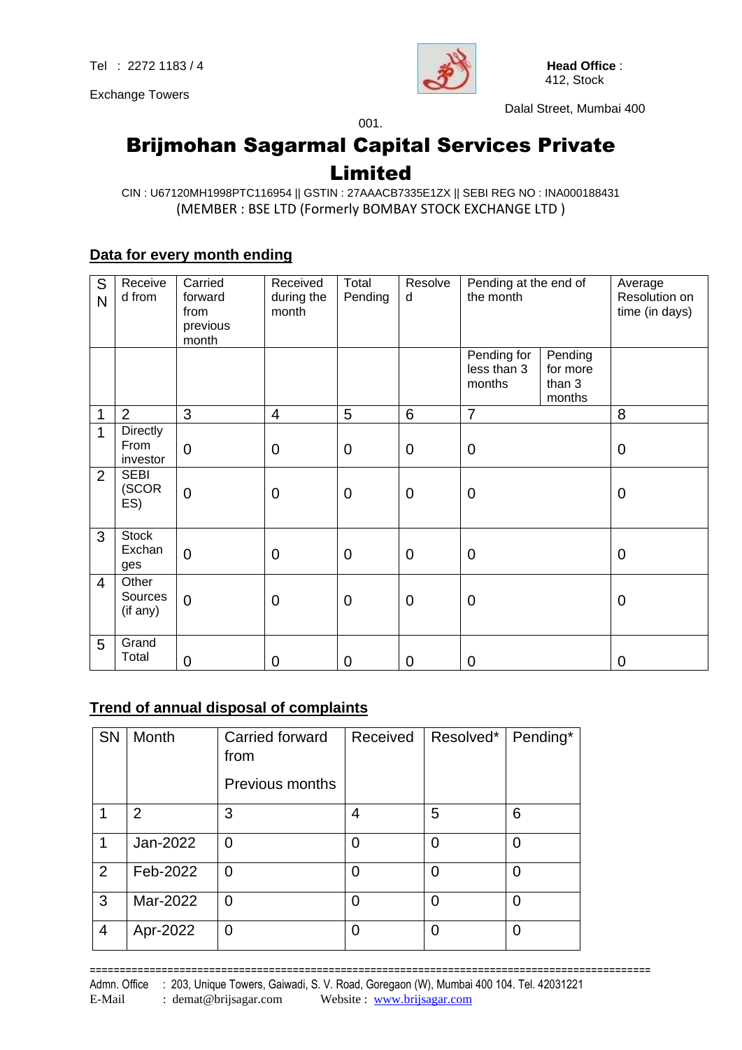Tel : 2272 1183 / 4

Exchange Towers

**Head Office** : 412, Stock

Dalal Street, Mumbai 400 001.

# Brijmohan Sagarmal Capital Services Private Limited

CIN : U67120MH1998PTC116954 || GSTIN : 27AAACB7335E1ZX || SEBI REG NO : INA000188431

(MEMBER : BSE LTD (Formerly BOMBAY STOCK EXCHANGE LTD )

## Data for every month ending

| SN | Received from | Carried forward from previous month | Received during the month | Total Pending | Resolved | Pending at the end of the month | | Average Resolution on time (in days) |
|---|---|---|---|---|---|---|---|---|
| | | | | | | Pending for less than 3 months | Pending for more than 3 months | |
| 1 | 2 | 3 | 4 | 5 | 6 | 7 | | 8 |
| 1 | Directly From investor | 0 | 0 | 0 | 0 | 0 | | 0 |
| 2 | SEBI (SCORES) | 0 | 0 | 0 | 0 | 0 | | 0 |
| 3 | Stock Exchanges | 0 | 0 | 0 | 0 | 0 | | 0 |
| 4 | Other Sources (if any) | 0 | 0 | 0 | 0 | 0 | | 0 |
| 5 | Grand Total | 0 | 0 | 0 | 0 | 0 | | 0 |

## Trend of annual disposal of complaints

| SN | Month | Carried forward from Previous months | Received | Resolved* | Pending* |
|---|---|---|---|---|---|
| 1 | 2 | 3 | 4 | 5 | 6 |
| 1 | Jan-2022 | 0 | 0 | 0 | 0 |
| 2 | Feb-2022 | 0 | 0 | 0 | 0 |
| 3 | Mar-2022 | 0 | 0 | 0 | 0 |
| 4 | Apr-2022 | 0 | 0 | 0 | 0 |

Admn. Office : 203, Unique Towers, Gaiwadi, S. V. Road, Goregaon (W), Mumbai 400 104. Tel. 42031221
E-Mail : demat@brijsagar.com Website : www.brijsagar.com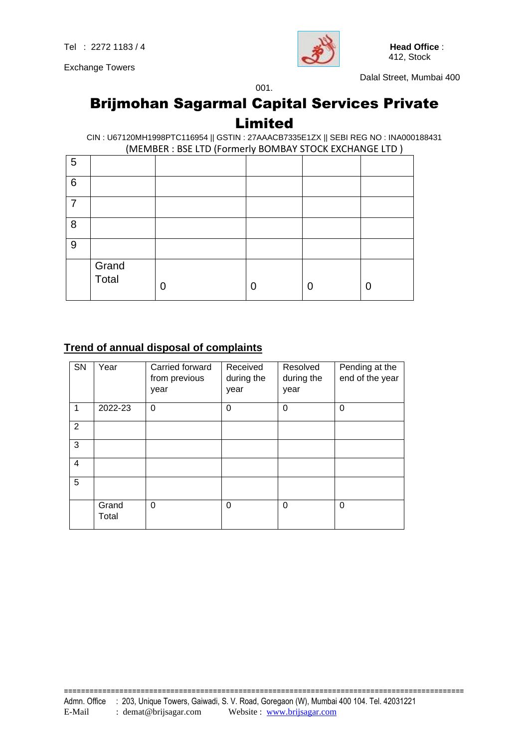Tel : 2272 1183 / 4

Exchange Towers

**Head Office** : 412, Stock

Dalal Street, Mumbai 400 001.

# Brijmohan Sagarmal Capital Services Private Limited

CIN : U67120MH1998PTC116954 || GSTIN : 27AAACB7335E1ZX || SEBI REG NO : INA000188431

(MEMBER : BSE LTD (Formerly BOMBAY STOCK EXCHANGE LTD )

| | | | | | |
|---|---|---|---|---|---|
| 5 | | | | | |
| 6 | | | | | |
| 7 | | | | | |
| 8 | | | | | |
| 9 | | | | | |
| | Grand Total | 0 | 0 | 0 | 0 |

**Trend of annual disposal of complaints**

| SN | Year | Carried forward from previous year | Received during the year | Resolved during the year | Pending at the end of the year |
|---|---|---|---|---|---|
| 1 | 2022-23 | 0 | 0 | 0 | 0 |
| 2 | | | | | |
| 3 | | | | | |
| 4 | | | | | |
| 5 | | | | | |
| | Grand Total | 0 | 0 | 0 | 0 |

Admn. Office : 203, Unique Towers, Gaiwadi, S. V. Road, Goregaon (W), Mumbai 400 104. Tel. 42031221

E-Mail : demat@brijsagar.com Website : www.brijsagar.com